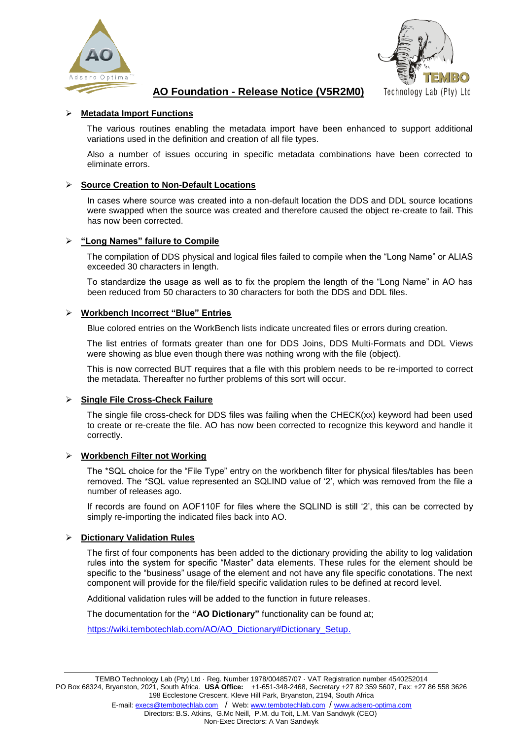# AO Foundation - Release Notice (V5R2M0)

- **Metadata Import Functions**

  The various routines enabling the metadata import have been enhanced to support additional variations used in the definition and creation of all file types.

  Also a number of issues occuring in specific metadata combinations have been corrected to eliminate errors.

- **Source Creation to Non-Default Locations**

  In cases where source was created into a non-default location the DDS and DDL source locations were swapped when the source was created and therefore caused the object re-create to fail. This has now been corrected.

- **"Long Names" failure to Compile**

  The compilation of DDS physical and logical files failed to compile when the "Long Name" or ALIAS exceeded 30 characters in length.

  To standardize the usage as well as to fix the proplem the length of the "Long Name" in AO has been reduced from 50 characters to 30 characters for both the DDS and DDL files.

- **Workbench Incorrect "Blue" Entries**

  Blue colored entries on the WorkBench lists indicate uncreated files or errors during creation.

  The list entries of formats greater than one for DDS Joins, DDS Multi-Formats and DDL Views were showing as blue even though there was nothing wrong with the file (object).

  This is now corrected BUT requires that a file with this problem needs to be re-imported to correct the metadata. Thereafter no further problems of this sort will occur.

- **Single File Cross-Check Failure**

  The single file cross-check for DDS files was failing when the CHECK(xx) keyword had been used to create or re-create the file. AO has now been corrected to recognize this keyword and handle it correctly.

- **Workbench Filter not Working**

  The *SQL choice for the "File Type" entry on the workbench filter for physical files/tables has been removed. The *SQL value represented an SQLIND value of '2', which was removed from the file a number of releases ago.

  If records are found on AOF110F for files where the SQLIND is still '2', this can be corrected by simply re-importing the indicated files back into AO.

- **Dictionary Validation Rules**

  The first of four components has been added to the dictionary providing the ability to log validation rules into the system for specific "Master" data elements. These rules for the element should be specific to the "business" usage of the element and not have any file specific conotations. The next component will provide for the file/field specific validation rules to be defined at record level.

  Additional validation rules will be added to the function in future releases.

  The documentation for the **"AO Dictionary"** functionality can be found at;

  https://wiki.tembotechlab.com/AO/AO_Dictionary#Dictionary_Setup.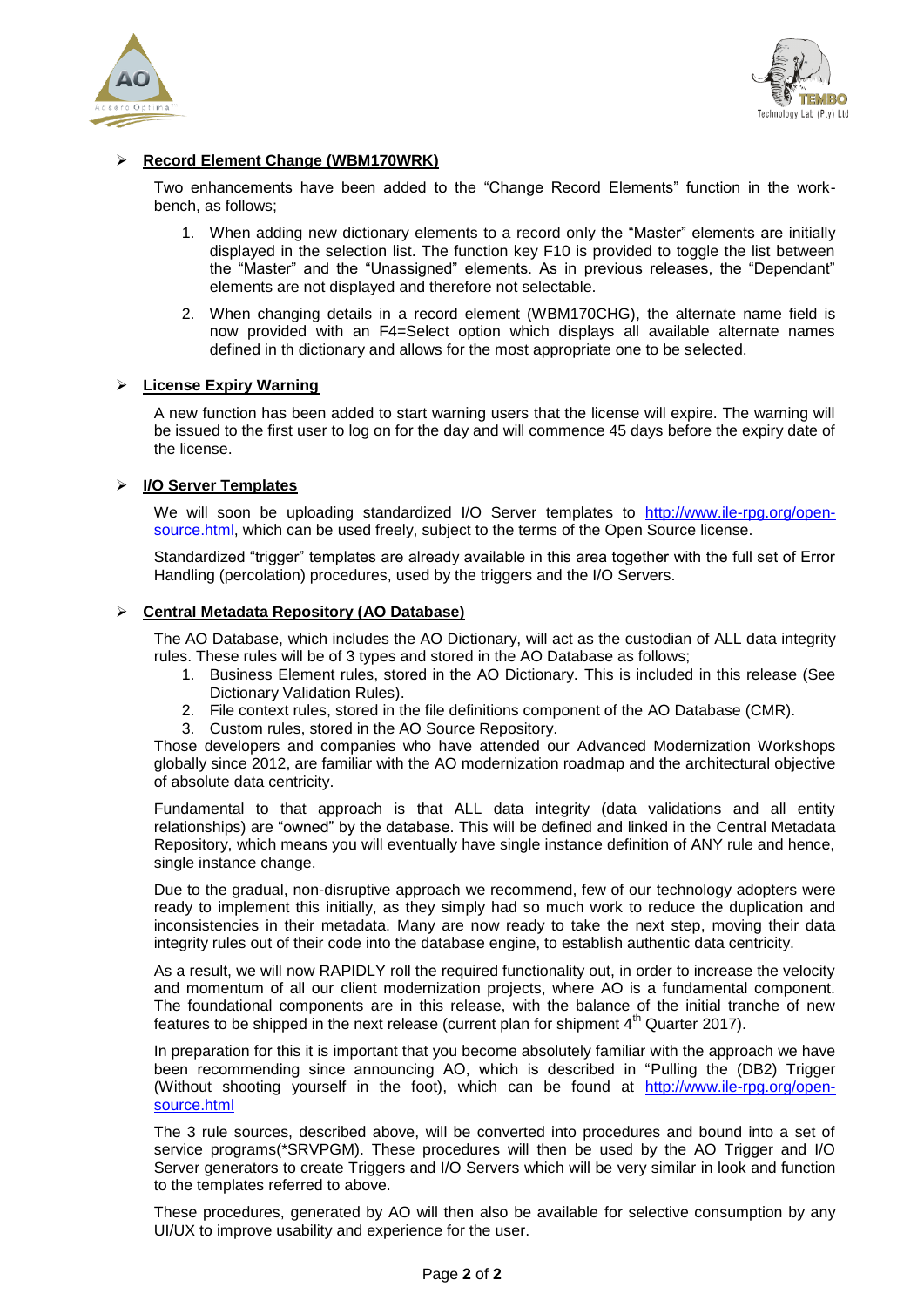- **Record Element Change (WBM170WRK)**

  Two enhancements have been added to the "Change Record Elements" function in the work-bench, as follows;

  1. When adding new dictionary elements to a record only the "Master" elements are initially displayed in the selection list. The function key F10 is provided to toggle the list between the "Master" and the "Unassigned" elements. As in previous releases, the "Dependant" elements are not displayed and therefore not selectable.
  2. When changing details in a record element (WBM170CHG), the alternate name field is now provided with an F4=Select option which displays all available alternate names defined in th dictionary and allows for the most appropriate one to be selected.

- **License Expiry Warning**

  A new function has been added to start warning users that the license will expire. The warning will be issued to the first user to log on for the day and will commence 45 days before the expiry date of the license.

- **I/O Server Templates**

  We will soon be uploading standardized I/O Server templates to http://www.ile-rpg.org/open-source.html, which can be used freely, subject to the terms of the Open Source license.

  Standardized "trigger" templates are already available in this area together with the full set of Error Handling (percolation) procedures, used by the triggers and the I/O Servers.

- **Central Metadata Repository (AO Database)**

  The AO Database, which includes the AO Dictionary, will act as the custodian of ALL data integrity rules. These rules will be of 3 types and stored in the AO Database as follows;

  1. Business Element rules, stored in the AO Dictionary. This is included in this release (See Dictionary Validation Rules).
  2. File context rules, stored in the file definitions component of the AO Database (CMR).
  3. Custom rules, stored in the AO Source Repository.

  Those developers and companies who have attended our Advanced Modernization Workshops globally since 2012, are familiar with the AO modernization roadmap and the architectural objective of absolute data centricity.

  Fundamental to that approach is that ALL data integrity (data validations and all entity relationships) are "owned" by the database. This will be defined and linked in the Central Metadata Repository, which means you will eventually have single instance definition of ANY rule and hence, single instance change.

  Due to the gradual, non-disruptive approach we recommend, few of our technology adopters were ready to implement this initially, as they simply had so much work to reduce the duplication and inconsistencies in their metadata. Many are now ready to take the next step, moving their data integrity rules out of their code into the database engine, to establish authentic data centricity.

  As a result, we will now RAPIDLY roll the required functionality out, in order to increase the velocity and momentum of all our client modernization projects, where AO is a fundamental component. The foundational components are in this release, with the balance of the initial tranche of new features to be shipped in the next release (current plan for shipment 4th Quarter 2017).

  In preparation for this it is important that you become absolutely familiar with the approach we have been recommending since announcing AO, which is described in "Pulling the (DB2) Trigger (Without shooting yourself in the foot), which can be found at http://www.ile-rpg.org/open-source.html

  The 3 rule sources, described above, will be converted into procedures and bound into a set of service programs(*SRVPGM). These procedures will then be used by the AO Trigger and I/O Server generators to create Triggers and I/O Servers which will be very similar in look and function to the templates referred to above.

  These procedures, generated by AO will then also be available for selective consumption by any UI/UX to improve usability and experience for the user.